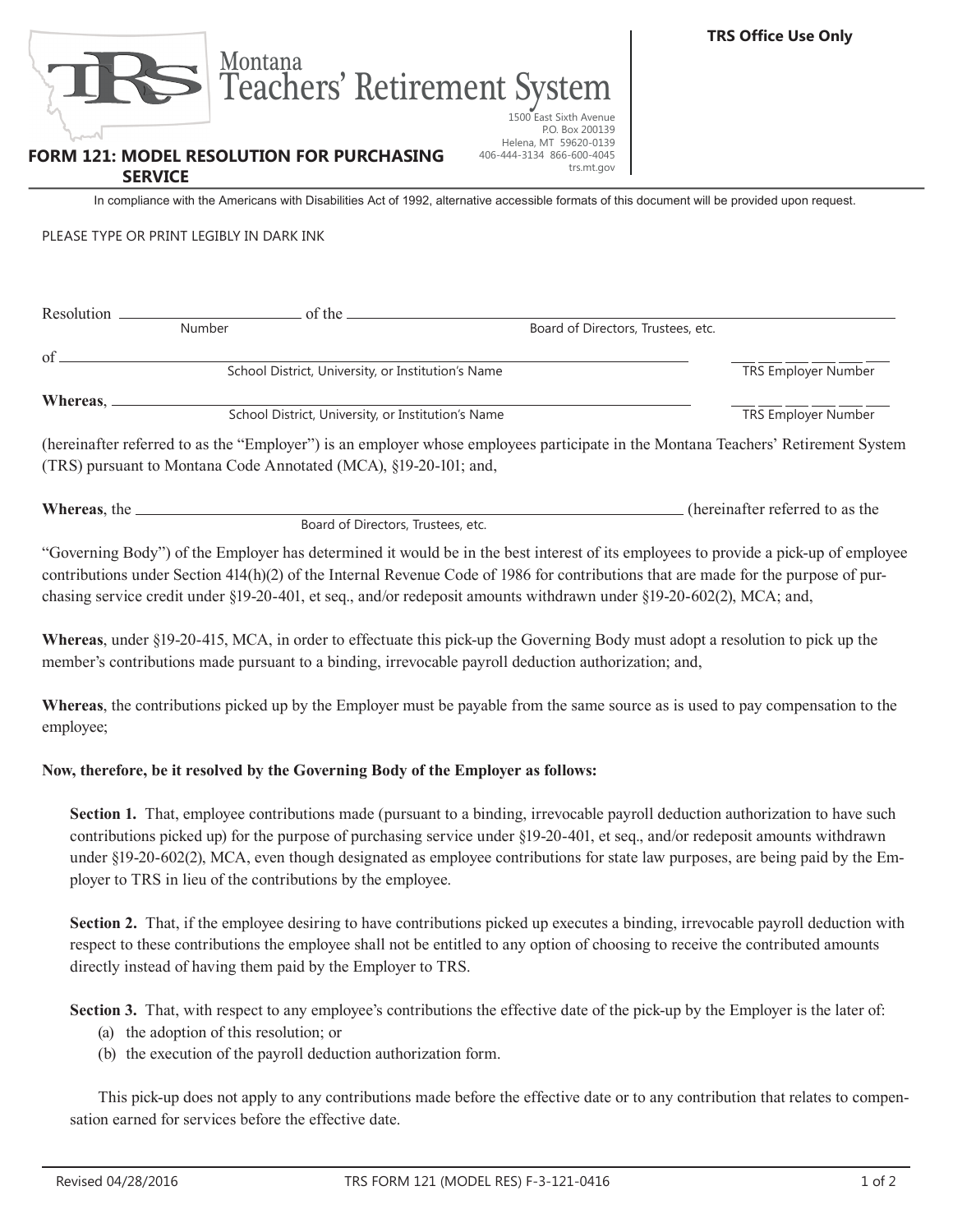TRS Office Use Only

Montana
Teachers' Retirement System

1500 East Sixth Avenue
P.O. Box 200139
Helena, MT 59620-0139
406-444-3134 866-600-4045
trs.mt.gov

# FORM 121: MODEL RESOLUTION FOR PURCHASING SERVICE

In compliance with the Americans with Disabilities Act of 1992, alternative accessible formats of this document will be provided upon request.

PLEASE TYPE OR PRINT LEGIBLY IN DARK INK

Resolution ______________________ of the ______________________________________________
Number                                                                 Board of Directors, Trustees, etc.

of ______________________________________________________  ___ ___ ___ ___ ___ ___
School District, University, or Institution's Name                    TRS Employer Number

**Whereas**, ______________________________________________________  ___ ___ ___ ___ ___ ___
School District, University, or Institution's Name                    TRS Employer Number

(hereinafter referred to as the "Employer") is an employer whose employees participate in the Montana Teachers' Retirement System (TRS) pursuant to Montana Code Annotated (MCA), §19-20-101; and,

**Whereas**, the ______________________________________________________ (hereinafter referred to as the
Board of Directors, Trustees, etc.

"Governing Body") of the Employer has determined it would be in the best interest of its employees to provide a pick-up of employee contributions under Section 414(h)(2) of the Internal Revenue Code of 1986 for contributions that are made for the purpose of purchasing service credit under §19-20-401, et seq., and/or redeposit amounts withdrawn under §19-20-602(2), MCA; and,

**Whereas**, under §19-20-415, MCA, in order to effectuate this pick-up the Governing Body must adopt a resolution to pick up the member's contributions made pursuant to a binding, irrevocable payroll deduction authorization; and,

**Whereas**, the contributions picked up by the Employer must be payable from the same source as is used to pay compensation to the employee;

**Now, therefore, be it resolved by the Governing Body of the Employer as follows:**

**Section 1.** That, employee contributions made (pursuant to a binding, irrevocable payroll deduction authorization to have such contributions picked up) for the purpose of purchasing service under §19-20-401, et seq., and/or redeposit amounts withdrawn under §19-20-602(2), MCA, even though designated as employee contributions for state law purposes, are being paid by the Employer to TRS in lieu of the contributions by the employee.

**Section 2.** That, if the employee desiring to have contributions picked up executes a binding, irrevocable payroll deduction with respect to these contributions the employee shall not be entitled to any option of choosing to receive the contributed amounts directly instead of having them paid by the Employer to TRS.

**Section 3.** That, with respect to any employee's contributions the effective date of the pick-up by the Employer is the later of:

(a) the adoption of this resolution; or
(b) the execution of the payroll deduction authorization form.

This pick-up does not apply to any contributions made before the effective date or to any contribution that relates to compensation earned for services before the effective date.

Revised 04/28/2016 TRS FORM 121 (MODEL RES) F-3-121-0416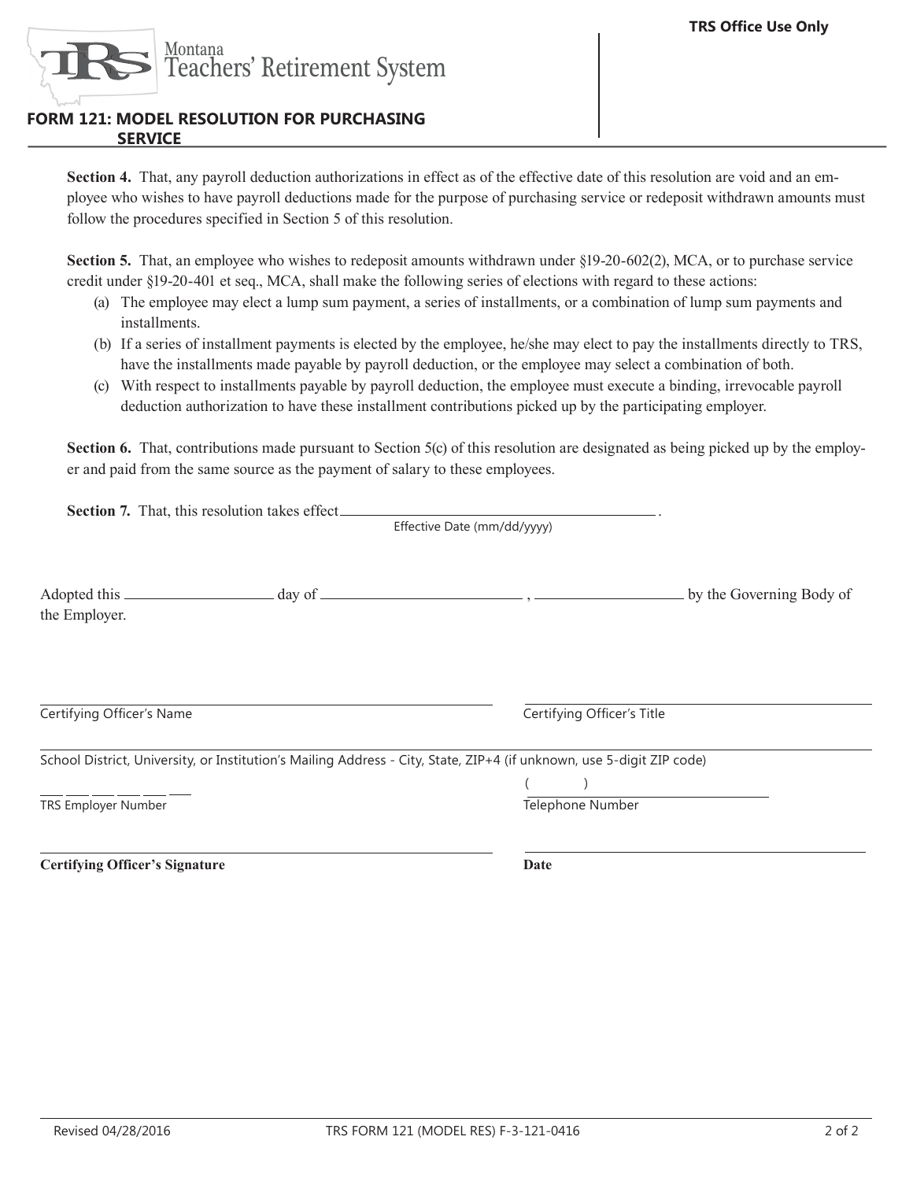**TRS Office Use Only**

Montana Teachers' Retirement System

## FORM 121: MODEL RESOLUTION FOR PURCHASING SERVICE

**Section 4.** That, any payroll deduction authorizations in effect as of the effective date of this resolution are void and an employee who wishes to have payroll deductions made for the purpose of purchasing service or redeposit withdrawn amounts must follow the procedures specified in Section 5 of this resolution.

**Section 5.** That, an employee who wishes to redeposit amounts withdrawn under §19-20-602(2), MCA, or to purchase service credit under §19-20-401 et seq., MCA, shall make the following series of elections with regard to these actions:

(a) The employee may elect a lump sum payment, a series of installments, or a combination of lump sum payments and installments.

(b) If a series of installment payments is elected by the employee, he/she may elect to pay the installments directly to TRS, have the installments made payable by payroll deduction, or the employee may select a combination of both.

(c) With respect to installments payable by payroll deduction, the employee must execute a binding, irrevocable payroll deduction authorization to have these installment contributions picked up by the participating employer.

**Section 6.** That, contributions made pursuant to Section 5(c) of this resolution are designated as being picked up by the employer and paid from the same source as the payment of salary to these employees.

**Section 7.** That, this resolution takes effect \_\_\_\_\_\_\_\_\_\_\_\_\_\_\_\_\_\_\_\_ .
Effective Date (mm/dd/yyyy)

Adopted this \_\_\_\_\_\_\_\_\_\_ day of \_\_\_\_\_\_\_\_\_\_\_\_\_\_\_\_ , \_\_\_\_\_\_\_\_\_\_ by the Governing Body of the Employer.

\_\_\_\_\_\_\_\_\_\_\_\_\_\_\_\_\_\_\_\_\_\_\_\_\_\_\_\_\_\_
Certifying Officer's Name

\_\_\_\_\_\_\_\_\_\_\_\_\_\_\_\_\_\_\_\_\_\_\_\_\_\_\_\_\_\_
Certifying Officer's Title

\_\_\_\_\_\_\_\_\_\_\_\_\_\_\_\_\_\_\_\_\_\_\_\_\_\_\_\_\_\_
School District, University, or Institution's Mailing Address - City, State, ZIP+4 (if unknown, use 5-digit ZIP code)

\_\_\_ \_\_\_ \_\_\_ \_\_\_ \_\_\_ \_\_\_
TRS Employer Number

( &nbsp;&nbsp;&nbsp;&nbsp;&nbsp; ) \_\_\_\_\_\_\_\_\_\_\_\_\_\_\_\_
Telephone Number

\_\_\_\_\_\_\_\_\_\_\_\_\_\_\_\_\_\_\_\_\_\_\_\_\_\_\_\_\_\_
**Certifying Officer's Signature**

\_\_\_\_\_\_\_\_\_\_\_\_\_\_\_\_\_\_\_\_\_\_\_\_\_\_\_\_\_\_
**Date**

Revised 04/28/2016 &nbsp;&nbsp;&nbsp; TRS FORM 121 (MODEL RES) F-3-121-0416